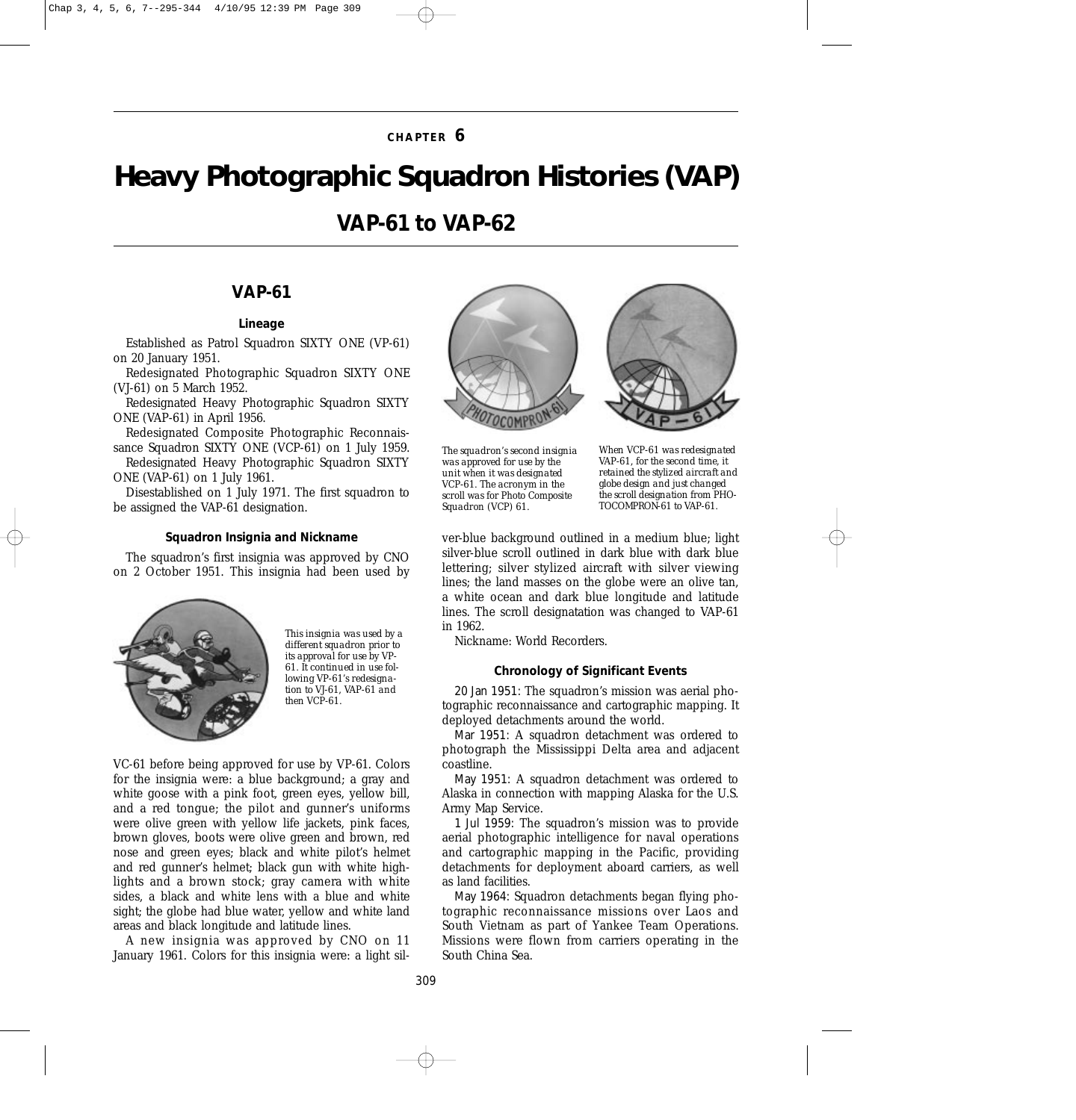# CHAPTER 6

# Heavy Photographic Squadron Histories (VAP)

## VAP-61 to VAP-62

## VAP-61

### Lineage

Established as Patrol Squadron SIXTY ONE (VP-61) on 20 January 1951.

Redesignated Photographic Squadron SIXTY ONE (VJ-61) on 5 March 1952.

Redesignated Heavy Photographic Squadron SIXTY ONE (VAP-61) in April 1956.

Redesignated Composite Photographic Reconnaissance Squadron SIXTY ONE (VCP-61) on 1 July 1959.

Redesignated Heavy Photographic Squadron SIXTY ONE (VAP-61) on 1 July 1961.

Disestablished on 1 July 1971. The first squadron to be assigned the VAP-61 designation.

### Squadron Insignia and Nickname

The squadron's first insignia was approved by CNO on 2 October 1951. This insignia had been used by VC-61 before being approved for use by VP-61. Colors for the insignia were: a blue background; a gray and white goose with a pink foot, green eyes, yellow bill, and a red tongue; the pilot and gunner's uniforms were olive green with yellow life jackets, pink faces, brown gloves, boots were olive green and brown, red nose and green eyes; black and white pilot's helmet and red gunner's helmet; black gun with white highlights and a brown stock; gray camera with white sides, a black and white lens with a blue and white sight; the globe had blue water, yellow and white land areas and black longitude and latitude lines.

*This insignia was used by a different squadron prior to its approval for use by VP-61. It continued in use following VP-61's redesignation to VJ-61, VAP-61 and then VCP-61.*

A new insignia was approved by CNO on 11 January 1961. Colors for this insignia were: a light silver-blue background outlined in a medium blue; light silver-blue scroll outlined in dark blue with dark blue lettering; silver stylized aircraft with silver viewing lines; the land masses on the globe were an olive tan, a white ocean and dark blue longitude and latitude lines. The scroll designatation was changed to VAP-61 in 1962.

*The squadron's second insignia was approved for use by the unit when it was designated VCP-61. The acronym in the scroll was for Photo Composite Squadron (VCP) 61.*

*When VCP-61 was redesignated VAP-61, for the second time, it retained the stylized aircraft and globe design and just changed the scroll designation from PHOTOCOMPRON-61 to VAP-61.*

Nickname: World Recorders.

### Chronology of Significant Events

20 Jan 1951: The squadron's mission was aerial photographic reconnaissance and cartographic mapping. It deployed detachments around the world.

Mar 1951: A squadron detachment was ordered to photograph the Mississippi Delta area and adjacent coastline.

May 1951: A squadron detachment was ordered to Alaska in connection with mapping Alaska for the U.S. Army Map Service.

1 Jul 1959: The squadron's mission was to provide aerial photographic intelligence for naval operations and cartographic mapping in the Pacific, providing detachments for deployment aboard carriers, as well as land facilities.

May 1964: Squadron detachments began flying photographic reconnaissance missions over Laos and South Vietnam as part of Yankee Team Operations. Missions were flown from carriers operating in the South China Sea.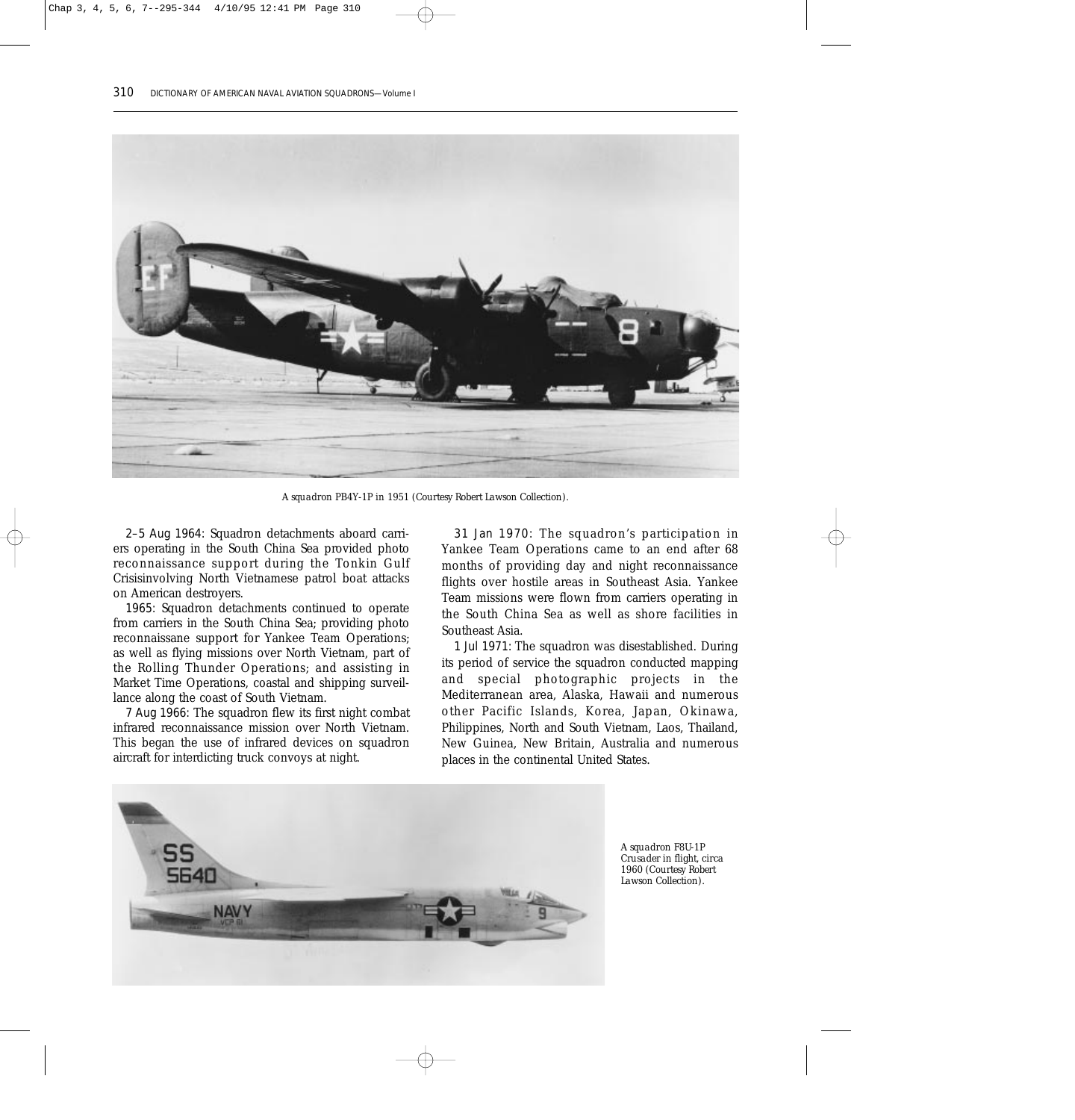A squadron PB4Y-1P in 1951 (Courtesy Robert Lawson Collection).

2–5 Aug 1964: Squadron detachments aboard carriers operating in the South China Sea provided photo reconnaissance support during the Tonkin Gulf Crisisinvolving North Vietnamese patrol boat attacks on American destroyers.

1965: Squadron detachments continued to operate from carriers in the South China Sea; providing photo reconnaissane support for Yankee Team Operations; as well as flying missions over North Vietnam, part of the Rolling Thunder Operations; and assisting in Market Time Operations, coastal and shipping surveillance along the coast of South Vietnam.

7 Aug 1966: The squadron flew its first night combat infrared reconnaissance mission over North Vietnam. This began the use of infrared devices on squadron aircraft for interdicting truck convoys at night.

31 Jan 1970: The squadron's participation in Yankee Team Operations came to an end after 68 months of providing day and night reconnaissance flights over hostile areas in Southeast Asia. Yankee Team missions were flown from carriers operating in the South China Sea as well as shore facilities in Southeast Asia.

1 Jul 1971: The squadron was disestablished. During its period of service the squadron conducted mapping and special photographic projects in the Mediterranean area, Alaska, Hawaii and numerous other Pacific Islands, Korea, Japan, Okinawa, Philippines, North and South Vietnam, Laos, Thailand, New Guinea, New Britain, Australia and numerous places in the continental United States.

A squadron F8U-1P Crusader in flight, circa 1960 (Courtesy Robert Lawson Collection).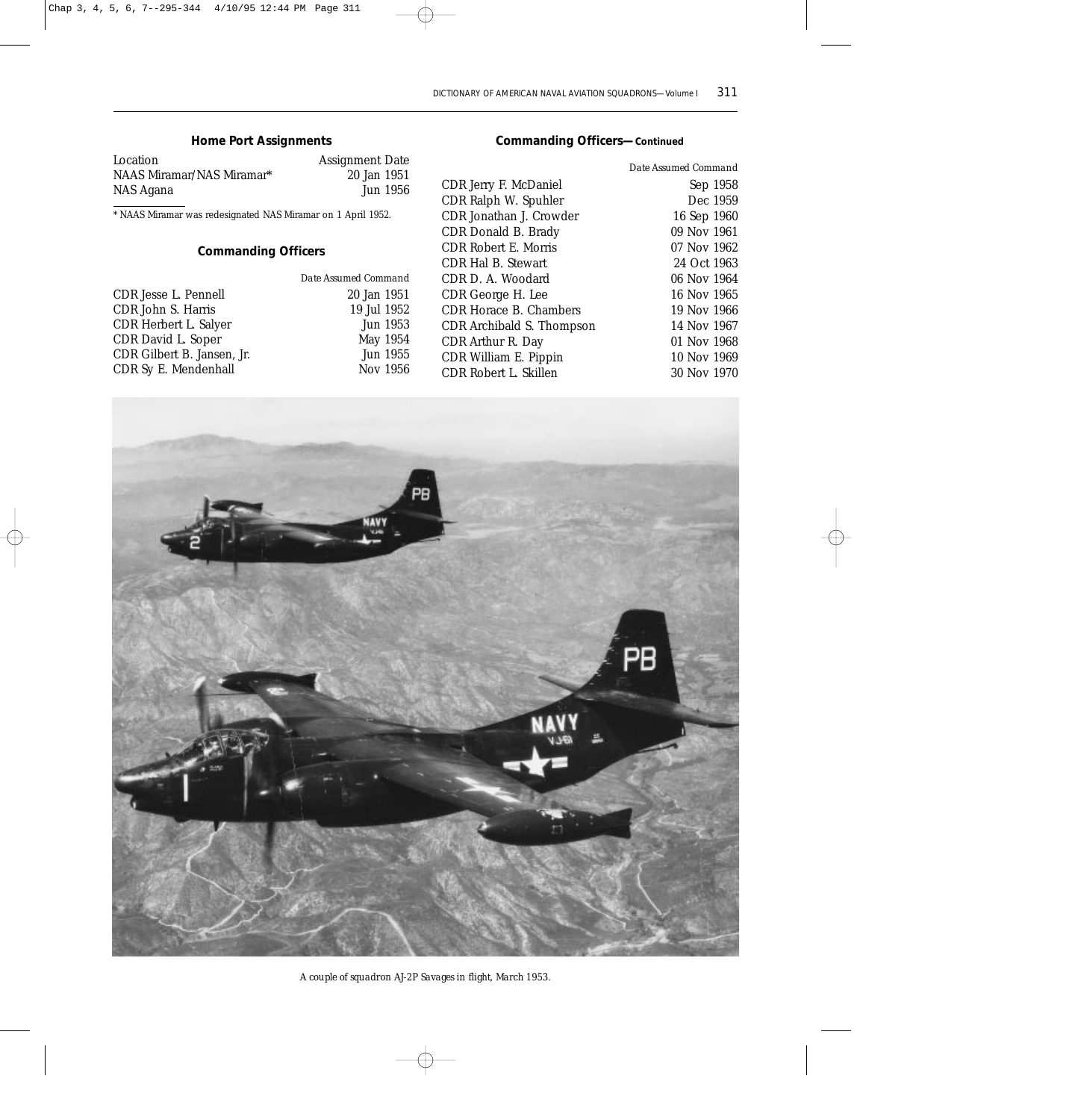### Home Port Assignments

| Location | Assignment Date |
|---|---|
| NAAS Miramar/NAS Miramar* | 20 Jan 1951 |
| NAS Agana | Jun 1956 |

* NAAS Miramar was redesignated NAS Miramar on 1 April 1952.

### Commanding Officers

| | Date Assumed Command |
|---|---|
| CDR Jesse L. Pennell | 20 Jan 1951 |
| CDR John S. Harris | 19 Jul 1952 |
| CDR Herbert L. Salyer | Jun 1953 |
| CDR David L. Soper | May 1954 |
| CDR Gilbert B. Jansen, Jr. | Jun 1955 |
| CDR Sy E. Mendenhall | Nov 1956 |

### Commanding Officers—Continued

| | Date Assumed Command |
|---|---|
| CDR Jerry F. McDaniel | Sep 1958 |
| CDR Ralph W. Spuhler | Dec 1959 |
| CDR Jonathan J. Crowder | 16 Sep 1960 |
| CDR Donald B. Brady | 09 Nov 1961 |
| CDR Robert E. Morris | 07 Nov 1962 |
| CDR Hal B. Stewart | 24 Oct 1963 |
| CDR D. A. Woodard | 06 Nov 1964 |
| CDR George H. Lee | 16 Nov 1965 |
| CDR Horace B. Chambers | 19 Nov 1966 |
| CDR Archibald S. Thompson | 14 Nov 1967 |
| CDR Arthur R. Day | 01 Nov 1968 |
| CDR William E. Pippin | 10 Nov 1969 |
| CDR Robert L. Skillen | 30 Nov 1970 |

*A couple of squadron AJ-2P Savages in flight, March 1953.*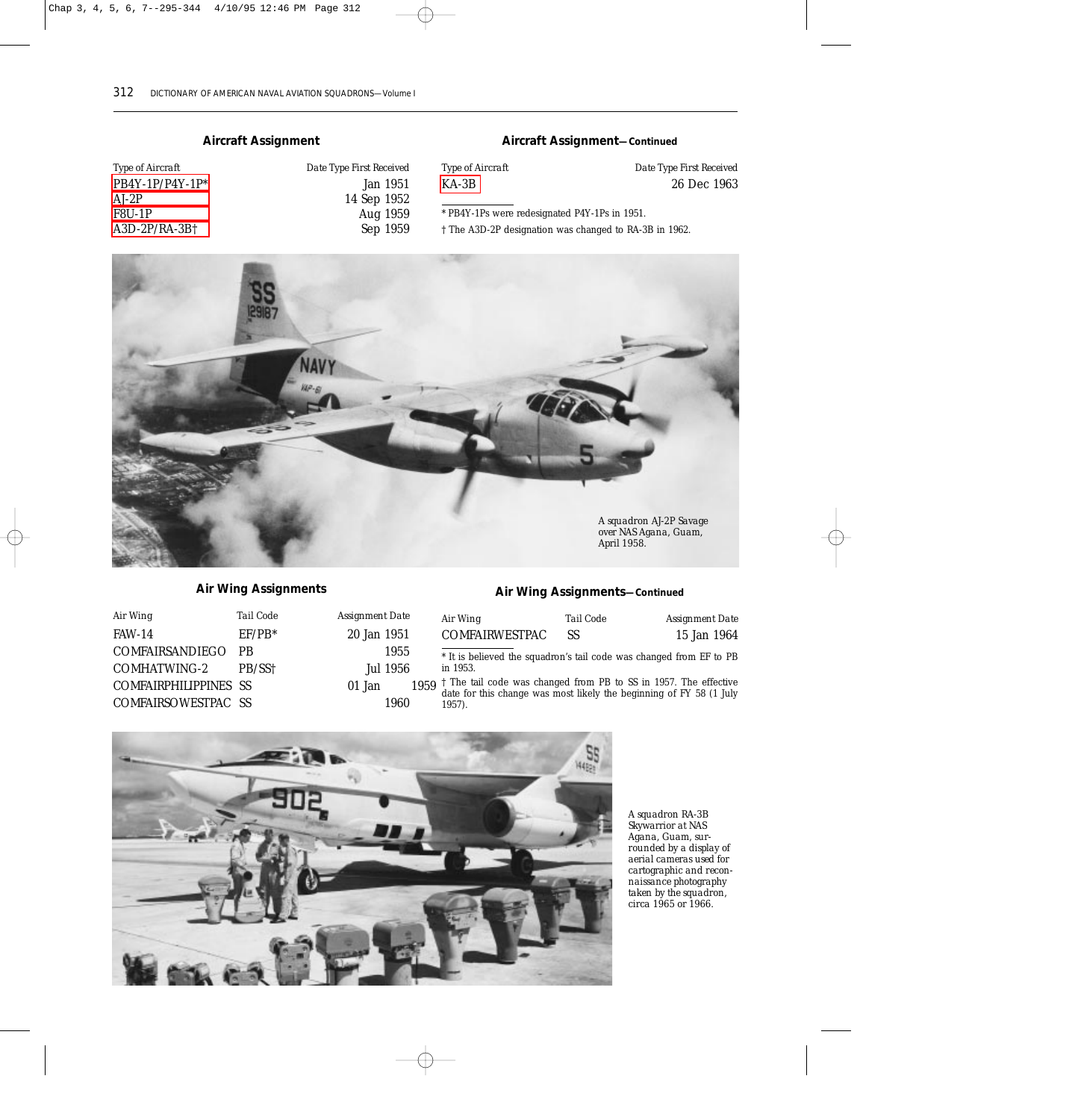### Aircraft Assignment

| Type of Aircraft | Date Type First Received |
|---|---|
| PB4Y-1P/P4Y-1P* | Jan 1951 |
| AJ-2P | 14 Sep 1952 |
| F8U-1P | Aug 1959 |
| A3D-2P/RA-3B† | Sep 1959 |
| KA-3B | 26 Dec 1963 |

* PB4Y-1Ps were redesignated P4Y-1Ps in 1951.

† The A3D-2P designation was changed to RA-3B in 1962.

A squadron AJ-2P Savage over NAS Agana, Guam, April 1958.

### Air Wing Assignments

| Air Wing | Tail Code | Assignment Date |
|---|---|---|
| FAW-14 | EF/PB* | 20 Jan 1951 |
| COMFAIRSANDIEGO | PB | 1955 |
| COMHATWING-2 | PB/SS† | Jul 1956 |
| COMFAIRPHILIPPINES | SS | 01 Jan 1959 |
| COMFAIRSOWESTPAC | SS | 1960 |
| COMFAIRWESTPAC | SS | 15 Jan 1964 |

* It is believed the squadron's tail code was changed from EF to PB in 1953.

† The tail code was changed from PB to SS in 1957. The effective date for this change was most likely the beginning of FY 58 (1 July 1957).

A squadron RA-3B Skywarrior at NAS Agana, Guam, surrounded by a display of aerial cameras used for cartographic and reconnaissance photography taken by the squadron, circa 1965 or 1966.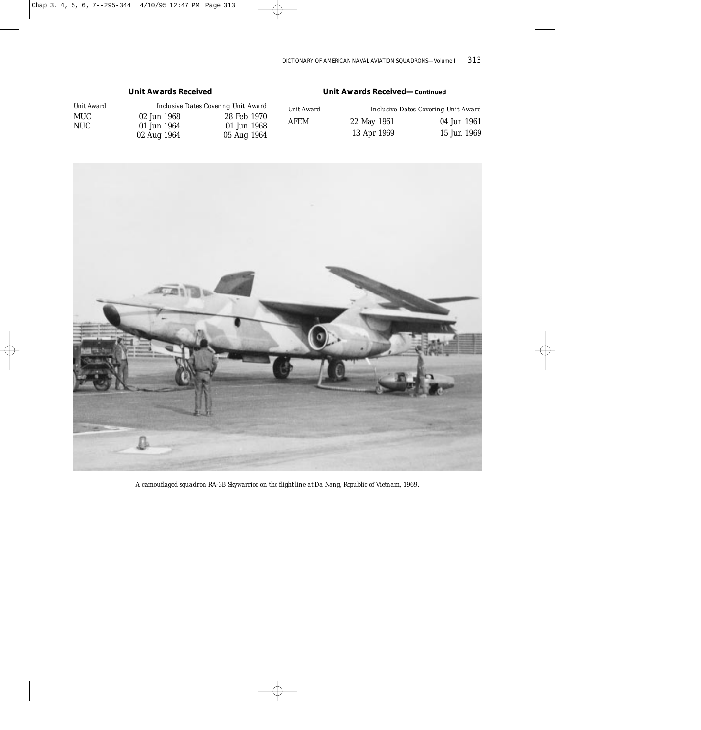### Unit Awards Received

| Unit Award | Inclusive Dates Covering Unit Award | |
|---|---|---|
| MUC | 02 Jun 1968 | 28 Feb 1970 |
| NUC | 01 Jun 1964 | 01 Jun 1968 |
| | 02 Aug 1964 | 05 Aug 1964 |

### Unit Awards Received—Continued

| Unit Award | Inclusive Dates Covering Unit Award | |
|---|---|---|
| AFEM | 22 May 1961 | 04 Jun 1961 |
| | 13 Apr 1969 | 15 Jun 1969 |

*A camouflaged squadron RA-3B Skywarrior on the flight line at Da Nang, Republic of Vietnam, 1969.*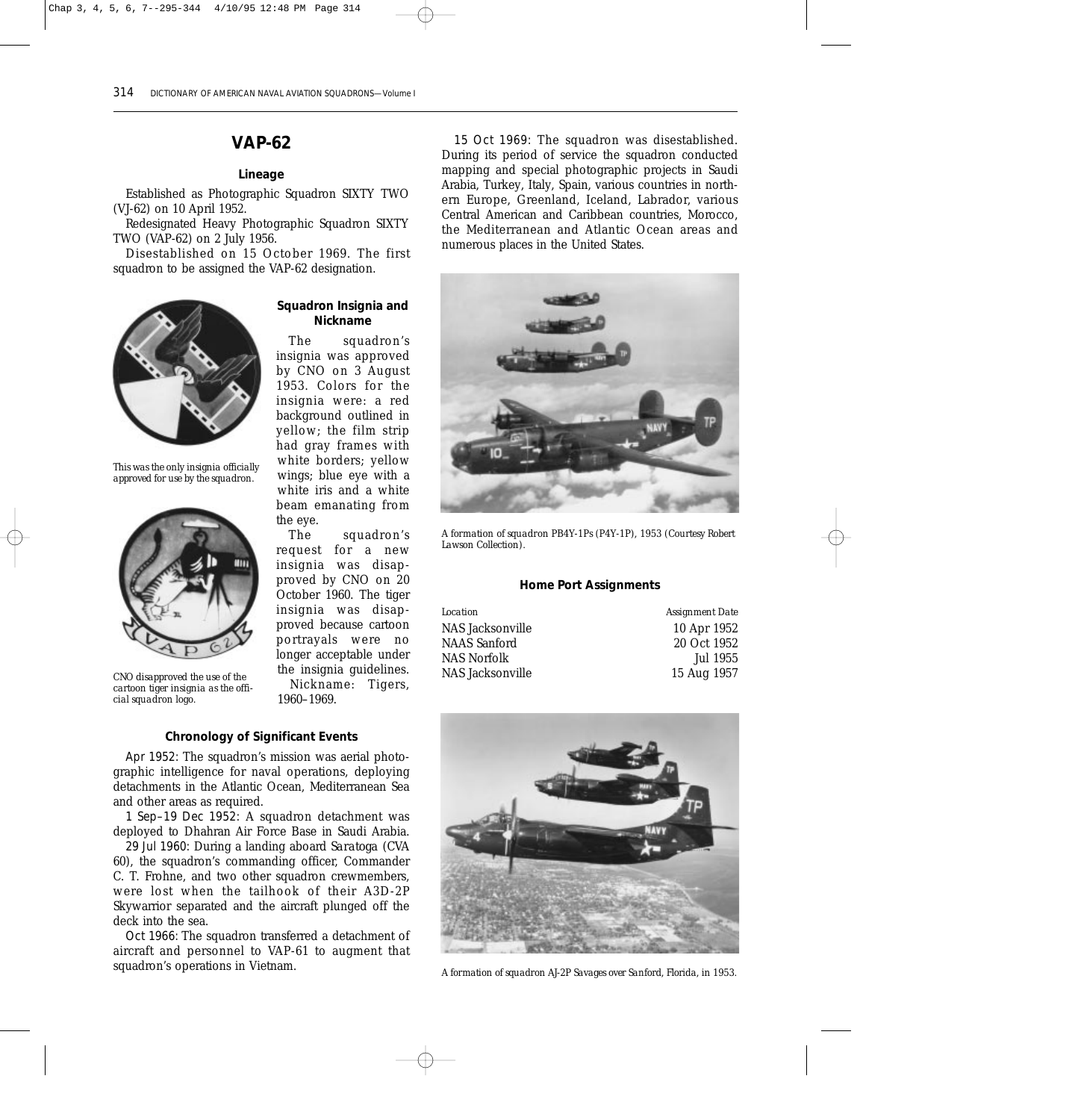# VAP-62

## Lineage

Established as Photographic Squadron SIXTY TWO (VJ-62) on 10 April 1952.

Redesignated Heavy Photographic Squadron SIXTY TWO (VAP-62) on 2 July 1956.

Disestablished on 15 October 1969. The first squadron to be assigned the VAP-62 designation.

This was the only insignia officially approved for use by the squadron.

CNO disapproved the use of the cartoon tiger insignia as the official squadron logo.

## Squadron Insignia and Nickname

The squadron's insignia was approved by CNO on 3 August 1953. Colors for the insignia were: a red background outlined in yellow; the film strip had gray frames with white borders; yellow wings; blue eye with a white iris and a white beam emanating from the eye.

The squadron's request for a new insignia was disapproved by CNO on 20 October 1960. The tiger insignia was disapproved because cartoon portrayals were no longer acceptable under the insignia guidelines.

Nickname: Tigers, 1960–1969.

## Chronology of Significant Events

Apr 1952: The squadron's mission was aerial photographic intelligence for naval operations, deploying detachments in the Atlantic Ocean, Mediterranean Sea and other areas as required.

1 Sep–19 Dec 1952: A squadron detachment was deployed to Dhahran Air Force Base in Saudi Arabia.

29 Jul 1960: During a landing aboard *Saratoga* (CVA 60), the squadron's commanding officer, Commander C. T. Frohne, and two other squadron crewmembers, were lost when the tailhook of their A3D-2P Skywarrior separated and the aircraft plunged off the deck into the sea.

Oct 1966: The squadron transferred a detachment of aircraft and personnel to VAP-61 to augment that squadron's operations in Vietnam.

15 Oct 1969: The squadron was disestablished. During its period of service the squadron conducted mapping and special photographic projects in Saudi Arabia, Turkey, Italy, Spain, various countries in northern Europe, Greenland, Iceland, Labrador, various Central American and Caribbean countries, Morocco, the Mediterranean and Atlantic Ocean areas and numerous places in the United States.

A formation of squadron PB4Y-1Ps (P4Y-1P), 1953 (Courtesy Robert Lawson Collection).

## Home Port Assignments

| Location | Assignment Date |
|---|---|
| NAS Jacksonville | 10 Apr 1952 |
| NAAS Sanford | 20 Oct 1952 |
| NAS Norfolk | Jul 1955 |
| NAS Jacksonville | 15 Aug 1957 |

A formation of squadron AJ-2P Savages over Sanford, Florida, in 1953.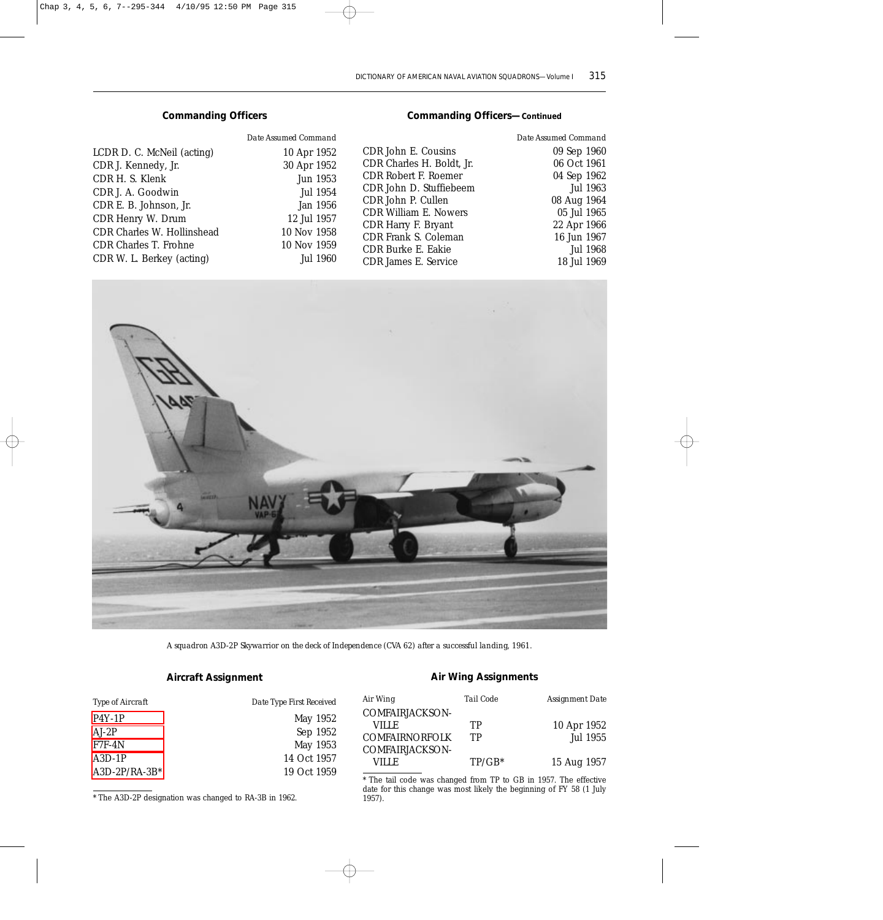### Commanding Officers

| | Date Assumed Command |
|---|---|
| LCDR D. C. McNeil (acting) | 10 Apr 1952 |
| CDR J. Kennedy, Jr. | 30 Apr 1952 |
| CDR H. S. Klenk | Jun 1953 |
| CDR J. A. Goodwin | Jul 1954 |
| CDR E. B. Johnson, Jr. | Jan 1956 |
| CDR Henry W. Drum | 12 Jul 1957 |
| CDR Charles W. Hollinshead | 10 Nov 1958 |
| CDR Charles T. Frohne | 10 Nov 1959 |
| CDR W. L. Berkey (acting) | Jul 1960 |
| CDR John E. Cousins | 09 Sep 1960 |
| CDR Charles H. Boldt, Jr. | 06 Oct 1961 |
| CDR Robert F. Roemer | 04 Sep 1962 |
| CDR John D. Stuffiebeem | Jul 1963 |
| CDR John P. Cullen | 08 Aug 1964 |
| CDR William E. Nowers | 05 Jul 1965 |
| CDR Harry F. Bryant | 22 Apr 1966 |
| CDR Frank S. Coleman | 16 Jun 1967 |
| CDR Burke E. Eakie | Jul 1968 |
| CDR James E. Service | 18 Jul 1969 |

A squadron A3D-2P Skywarrior on the deck of Independence (CVA 62) after a successful landing, 1961.

### Aircraft Assignment

| Type of Aircraft | Date Type First Received |
|---|---|
| P4Y-1P | May 1952 |
| AJ-2P | Sep 1952 |
| F7F-4N | May 1953 |
| A3D-1P | 14 Oct 1957 |
| A3D-2P/RA-3B* | 19 Oct 1959 |

* The A3D-2P designation was changed to RA-3B in 1962.

### Air Wing Assignments

| Air Wing | Tail Code | Assignment Date |
|---|---|---|
| COMFAIRJACKSON-VILLE | TP | 10 Apr 1952 |
| COMFAIRNORFOLK | TP | Jul 1955 |
| COMFAIRJACKSON-VILLE | TP/GB* | 15 Aug 1957 |

* The tail code was changed from TP to GB in 1957. The effective date for this change was most likely the beginning of FY 58 (1 July 1957).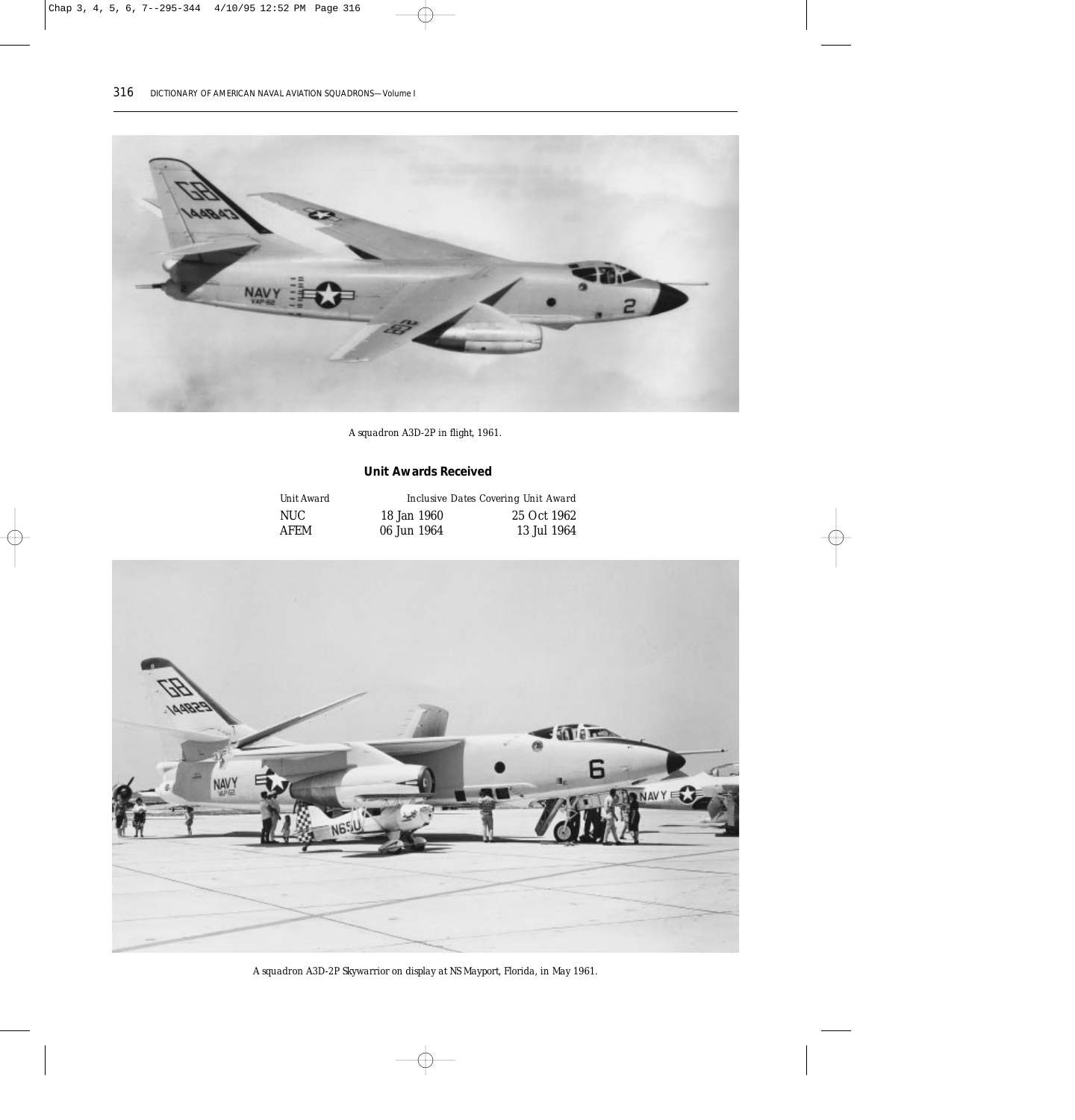A squadron A3D-2P in flight, 1961.

**Unit Awards Received**

| Unit Award | Inclusive Dates Covering Unit Award | |
|---|---|---|
| NUC | 18 Jan 1960 | 25 Oct 1962 |
| AFEM | 06 Jun 1964 | 13 Jul 1964 |

A squadron A3D-2P Skywarrior on display at NS Mayport, Florida, in May 1961.